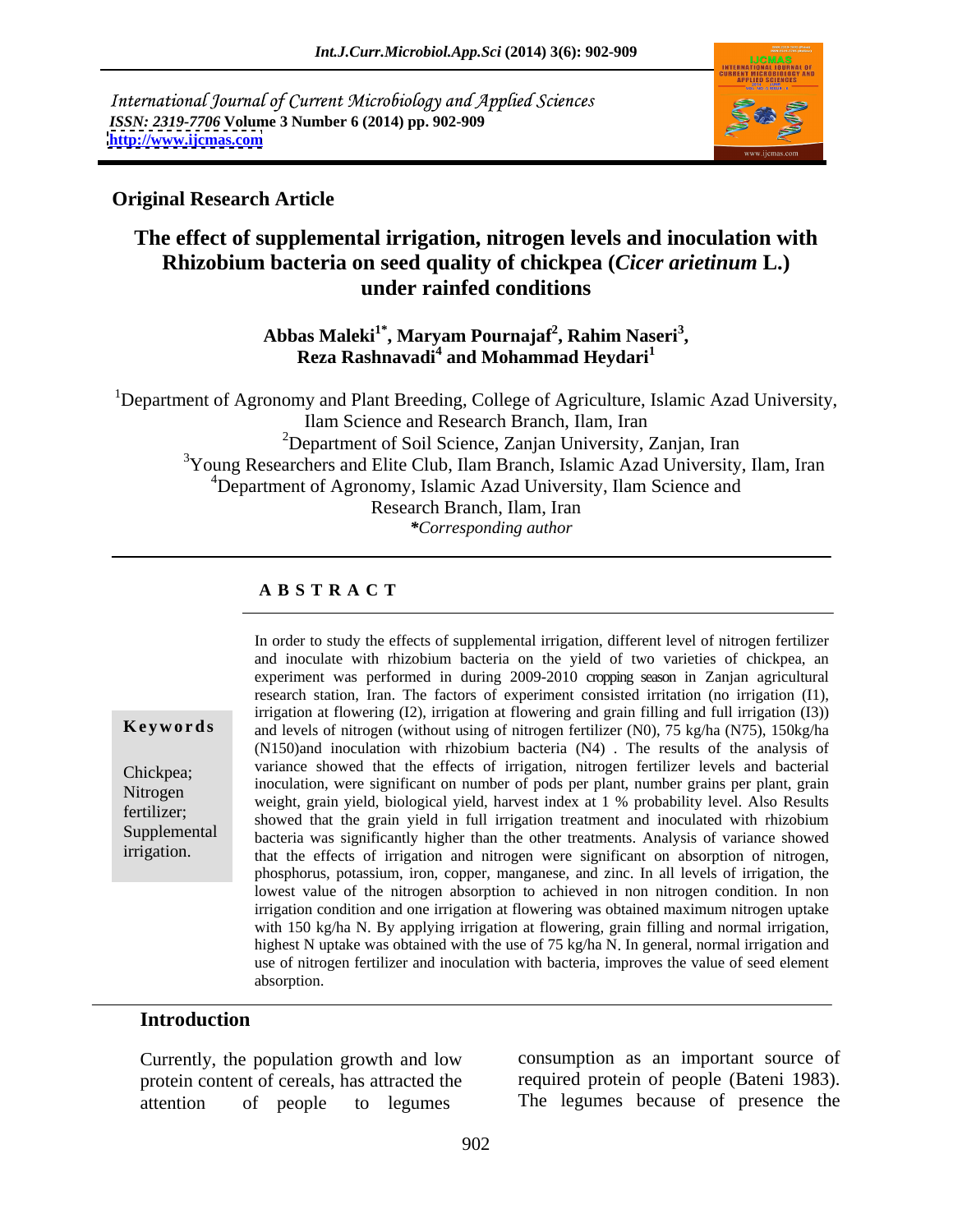International Journal of Current Microbiology and Applied Sciences
*ISSN: 2319-7706* **Volume 3 Number 6 (2014) pp. 902-909**
**http://www.ijcmas.com**

**Original Research Article**

# The effect of supplemental irrigation, nitrogen levels and inoculation with Rhizobium bacteria on seed quality of chickpea (*Cicer arietinum* L.) under rainfed conditions

**Abbas Maleki[1*], Maryam Pournajaf[2], Rahim Naseri[3], Reza Rashnavadi[4] and Mohammad Heydari[1]**

[1]Department of Agronomy and Plant Breeding, College of Agriculture, Islamic Azad University, Ilam Science and Research Branch, Ilam, Iran
[2]Department of Soil Science, Zanjan University, Zanjan, Iran
[3]Young Researchers and Elite Club, Ilam Branch, Islamic Azad University, Ilam, Iran
[4]Department of Agronomy, Islamic Azad University, Ilam Science and Research Branch, Ilam, Iran
*\*Corresponding author*

## ABSTRACT

**Keywords**

Chickpea; Nitrogen fertilizer; Supplemental irrigation.

In order to study the effects of supplemental irrigation, different level of nitrogen fertilizer and inoculate with rhizobium bacteria on the yield of two varieties of chickpea, an experiment was performed in during 2009-2010 cropping season in Zanjan agricultural research station, Iran. The factors of experiment consisted irritation (no irrigation (I1), irrigation at flowering (I2), irrigation at flowering and grain filling and full irrigation (I3)) and levels of nitrogen (without using of nitrogen fertilizer (N0), 75 kg/ha (N75), 150kg/ha (N150)and inoculation with rhizobium bacteria (N4) . The results of the analysis of variance showed that the effects of irrigation, nitrogen fertilizer levels and bacterial inoculation, were significant on number of pods per plant, number grains per plant, grain weight, grain yield, biological yield, harvest index at 1 % probability level. Also Results showed that the grain yield in full irrigation treatment and inoculated with rhizobium bacteria was significantly higher than the other treatments. Analysis of variance showed that the effects of irrigation and nitrogen were significant on absorption of nitrogen, phosphorus, potassium, iron, copper, manganese, and zinc. In all levels of irrigation, the lowest value of the nitrogen absorption to achieved in non nitrogen condition. In non irrigation condition and one irrigation at flowering was obtained maximum nitrogen uptake with 150 kg/ha N. By applying irrigation at flowering, grain filling and normal irrigation, highest N uptake was obtained with the use of 75 kg/ha N. In general, normal irrigation and use of nitrogen fertilizer and inoculation with bacteria, improves the value of seed element absorption.

## Introduction

Currently, the population growth and low protein content of cereals, has attracted the attention of people to legumes consumption as an important source of required protein of people (Bateni 1983). The legumes because of presence the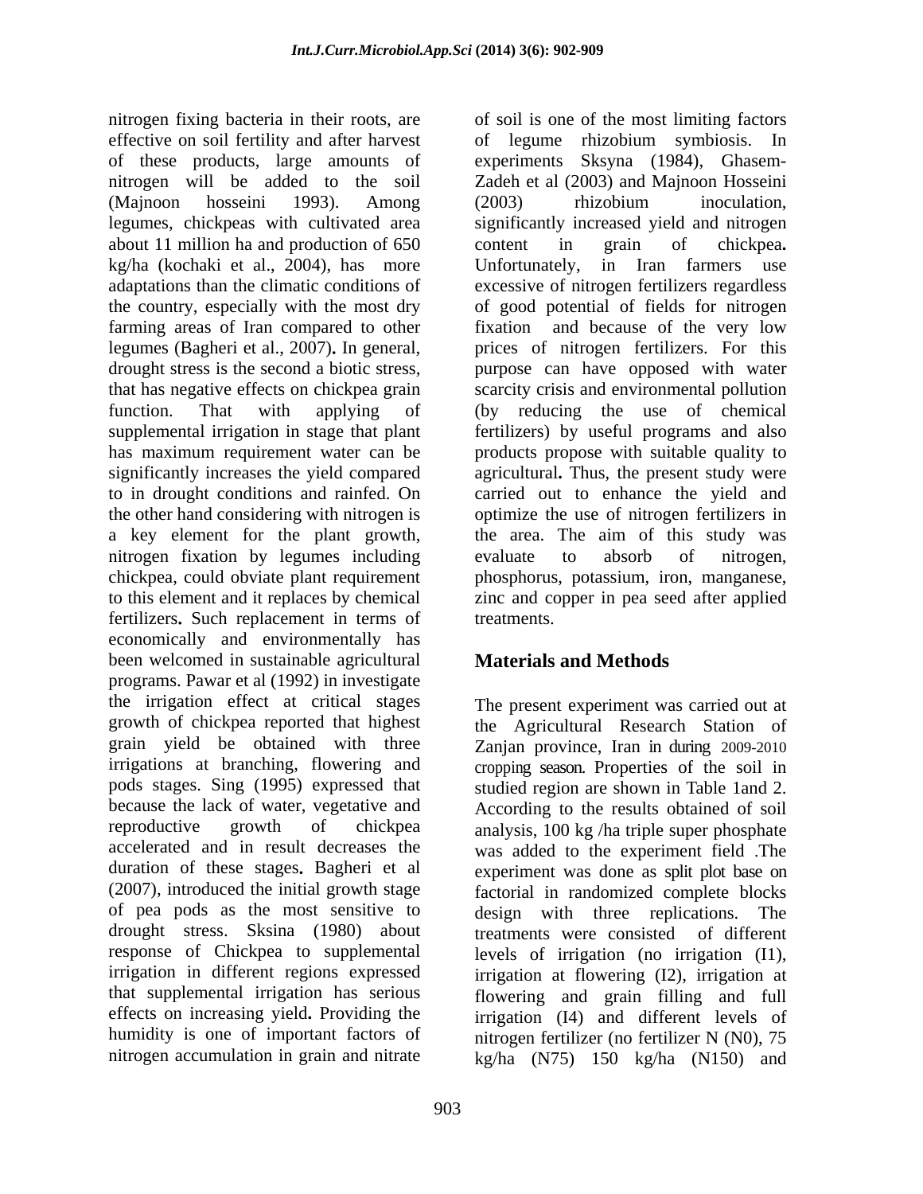nitrogen fixing bacteria in their roots, are effective on soil fertility and after harvest of these products, large amounts of nitrogen will be added to the soil (Majnoon hosseini 1993). Among legumes, chickpeas with cultivated area about 11 million ha and production of 650 kg/ha (kochaki et al., 2004), has more adaptations than the climatic conditions of the country, especially with the most dry farming areas of Iran compared to other legumes (Bagheri et al., 2007). In general, drought stress is the second a biotic stress, that has negative effects on chickpea grain function. That with applying of supplemental irrigation in stage that plant has maximum requirement water can be significantly increases the yield compared to in drought conditions and rainfed. On the other hand considering with nitrogen is a key element for the plant growth, nitrogen fixation by legumes including chickpea, could obviate plant requirement to this element and it replaces by chemical fertilizers**.** Such replacement in terms of economically and environmentally has been welcomed in sustainable agricultural programs. Pawar et al (1992) in investigate the irrigation effect at critical stages growth of chickpea reported that highest grain yield be obtained with three irrigations at branching, flowering and pods stages. Sing (1995) expressed that because the lack of water, vegetative and reproductive growth of chickpea accelerated and in result decreases the duration of these stages**.** Bagheri et al (2007), introduced the initial growth stage of pea pods as the most sensitive to drought stress. Sksina (1980) about response of Chickpea to supplemental irrigation in different regions expressed that supplemental irrigation has serious effects on increasing yield**.** Providing the humidity is one of important factors of nitrogen accumulation in grain and nitrate of soil is one of the most limiting factors of legume rhizobium symbiosis. In experiments Sksyna (1984), Ghasem-Zadeh et al (2003) and Majnoon Hosseini (2003) rhizobium inoculation, significantly increased yield and nitrogen content in grain of chickpea**.** Unfortunately, in Iran farmers use excessive of nitrogen fertilizers regardless of good potential of fields for nitrogen fixation and because of the very low prices of nitrogen fertilizers. For this purpose can have opposed with water scarcity crisis and environmental pollution (by reducing the use of chemical fertilizers) by useful programs and also products propose with suitable quality to agricultural**.** Thus, the present study were carried out to enhance the yield and optimize the use of nitrogen fertilizers in the area. The aim of this study was evaluate to absorb of nitrogen, phosphorus, potassium, iron, manganese, zinc and copper in pea seed after applied treatments.

## Materials and Methods

The present experiment was carried out at the Agricultural Research Station of Zanjan province, Iran in during 2009-2010 cropping season. Properties of the soil in studied region are shown in Table 1and 2. According to the results obtained of soil analysis, 100 kg /ha triple super phosphate was added to the experiment field .The experiment was done as split plot base on factorial in randomized complete blocks design with three replications. The treatments were consisted of different levels of irrigation (no irrigation (I1), irrigation at flowering (I2), irrigation at flowering and grain filling and full irrigation (I4) and different levels of nitrogen fertilizer (no fertilizer N (N0), 75 kg/ha (N75) 150 kg/ha (N150) and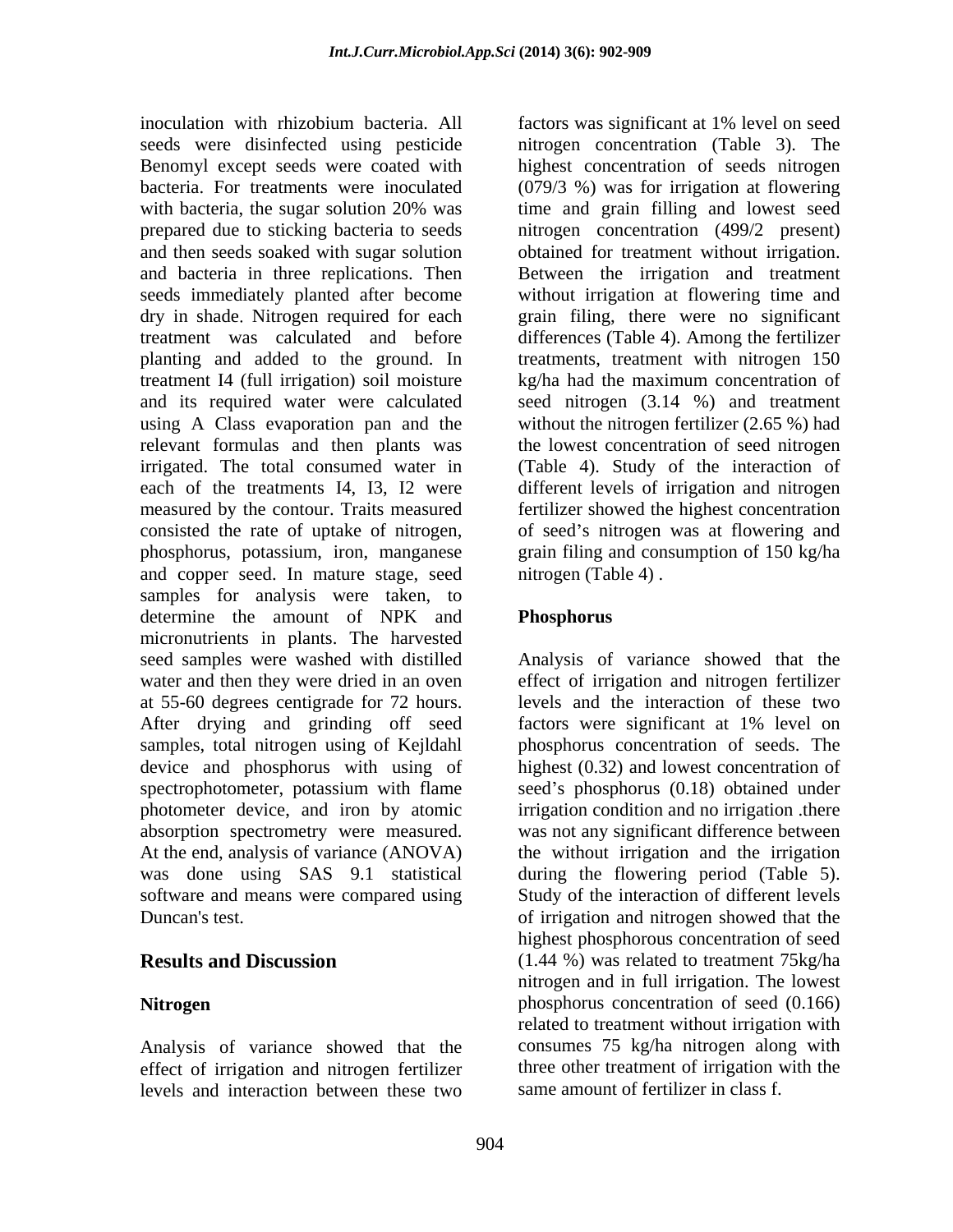inoculation with rhizobium bacteria. All seeds were disinfected using pesticide Benomyl except seeds were coated with bacteria. For treatments were inoculated with bacteria, the sugar solution 20% was prepared due to sticking bacteria to seeds and then seeds soaked with sugar solution and bacteria in three replications. Then seeds immediately planted after become dry in shade. Nitrogen required for each treatment was calculated and before planting and added to the ground. In treatment I4 (full irrigation) soil moisture and its required water were calculated using A Class evaporation pan and the relevant formulas and then plants was irrigated. The total consumed water in each of the treatments I4, I3, I2 were measured by the contour. Traits measured consisted the rate of uptake of nitrogen, phosphorus, potassium, iron, manganese and copper seed. In mature stage, seed samples for analysis were taken, to determine the amount of NPK and micronutrients in plants. The harvested seed samples were washed with distilled water and then they were dried in an oven at 55-60 degrees centigrade for 72 hours. After drying and grinding off seed samples, total nitrogen using of Kejldahl device and phosphorus with using of spectrophotometer, potassium with flame photometer device, and iron by atomic absorption spectrometry were measured. At the end, analysis of variance (ANOVA) was done using SAS 9.1 statistical software and means were compared using Duncan's test.

## Results and Discussion

### Nitrogen

Analysis of variance showed that the effect of irrigation and nitrogen fertilizer levels and interaction between these two factors was significant at 1% level on seed nitrogen concentration (Table 3). The highest concentration of seeds nitrogen (079/3 %) was for irrigation at flowering time and grain filling and lowest seed nitrogen concentration (499/2 present) obtained for treatment without irrigation. Between the irrigation and treatment without irrigation at flowering time and grain filing, there were no significant differences (Table 4). Among the fertilizer treatments, treatment with nitrogen 150 kg/ha had the maximum concentration of seed nitrogen (3.14 %) and treatment without the nitrogen fertilizer (2.65 %) had the lowest concentration of seed nitrogen (Table 4). Study of the interaction of different levels of irrigation and nitrogen fertilizer showed the highest concentration of seed's nitrogen was at flowering and grain filing and consumption of 150 kg/ha nitrogen (Table 4) .

### Phosphorus

Analysis of variance showed that the effect of irrigation and nitrogen fertilizer levels and the interaction of these two factors were significant at 1% level on phosphorus concentration of seeds. The highest (0.32) and lowest concentration of seed's phosphorus (0.18) obtained under irrigation condition and no irrigation .there was not any significant difference between the without irrigation and the irrigation during the flowering period (Table 5). Study of the interaction of different levels of irrigation and nitrogen showed that the highest phosphorous concentration of seed (1.44 %) was related to treatment 75kg/ha nitrogen and in full irrigation. The lowest phosphorus concentration of seed (0.166) related to treatment without irrigation with consumes 75 kg/ha nitrogen along with three other treatment of irrigation with the same amount of fertilizer in class f.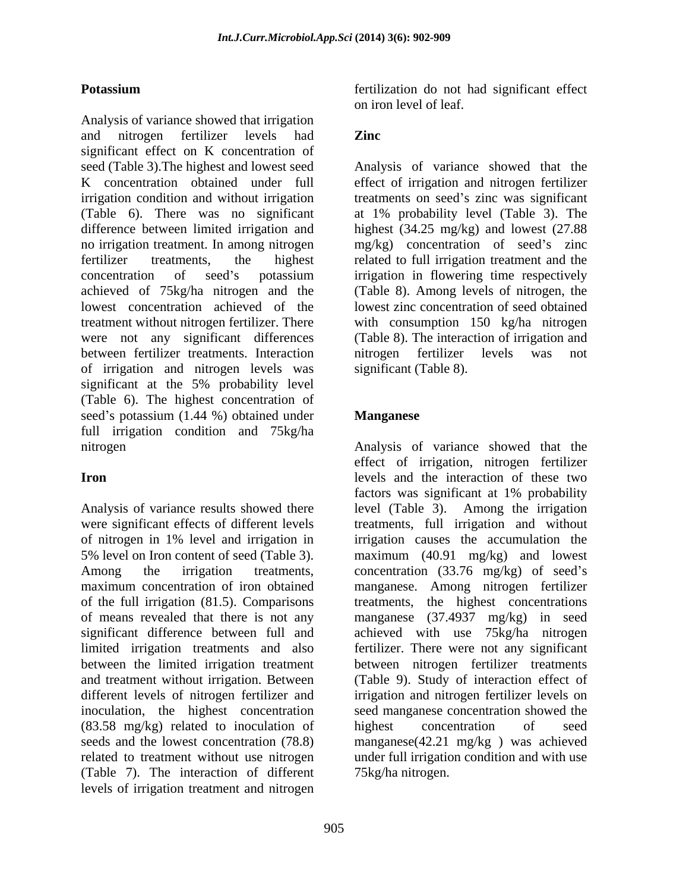## Potassium

Analysis of variance showed that irrigation and nitrogen fertilizer levels had significant effect on K concentration of seed (Table 3).The highest and lowest seed K concentration obtained under full irrigation condition and without irrigation (Table 6). There was no significant difference between limited irrigation and no irrigation treatment. In among nitrogen fertilizer treatments, the highest concentration of seed's potassium achieved of 75kg/ha nitrogen and the lowest concentration achieved of the treatment without nitrogen fertilizer. There were not any significant differences between fertilizer treatments. Interaction of irrigation and nitrogen levels was significant at the 5% probability level (Table 6). The highest concentration of seed's potassium (1.44 %) obtained under full irrigation condition and 75kg/ha nitrogen

## Iron

Analysis of variance results showed there were significant effects of different levels of nitrogen in 1% level and irrigation in 5% level on Iron content of seed (Table 3). Among the irrigation treatments, maximum concentration of iron obtained of the full irrigation (81.5). Comparisons of means revealed that there is not any significant difference between full and limited irrigation treatments and also between the limited irrigation treatment and treatment without irrigation. Between different levels of nitrogen fertilizer and inoculation, the highest concentration (83.58 mg/kg) related to inoculation of seeds and the lowest concentration (78.8) related to treatment without use nitrogen (Table 7). The interaction of different levels of irrigation treatment and nitrogen fertilization do not had significant effect on iron level of leaf.

## Zinc

Analysis of variance showed that the effect of irrigation and nitrogen fertilizer treatments on seed's zinc was significant at 1% probability level (Table 3). The highest (34.25 mg/kg) and lowest (27.88 mg/kg) concentration of seed's zinc related to full irrigation treatment and the irrigation in flowering time respectively (Table 8). Among levels of nitrogen, the lowest zinc concentration of seed obtained with consumption 150 kg/ha nitrogen (Table 8). The interaction of irrigation and nitrogen fertilizer levels was not significant (Table 8).

## Manganese

Analysis of variance showed that the effect of irrigation, nitrogen fertilizer levels and the interaction of these two factors was significant at 1% probability level (Table 3). Among the irrigation treatments, full irrigation and without irrigation causes the accumulation the maximum (40.91 mg/kg) and lowest concentration (33.76 mg/kg) of seed's manganese. Among nitrogen fertilizer treatments, the highest concentrations manganese (37.4937 mg/kg) in seed achieved with use 75kg/ha nitrogen fertilizer. There were not any significant between nitrogen fertilizer treatments (Table 9). Study of interaction effect of irrigation and nitrogen fertilizer levels on seed manganese concentration showed the highest concentration of seed manganese(42.21 mg/kg ) was achieved under full irrigation condition and with use 75kg/ha nitrogen.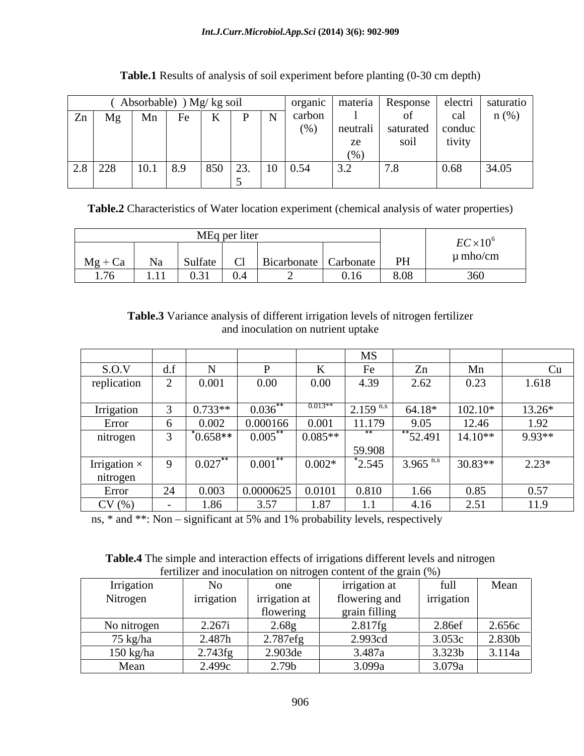**Table.1** Results of analysis of soil experiment before planting (0-30 cm depth)

| ( Absorbable) ) Mg/ kg soil | | | | | | | organic carbon (%) | material neutralize (%) | Response of saturated soil | electrical conductivity | saturation (%) |
|---|---|---|---|---|---|---|---|---|---|---|---|
| Zn | Mg | Mn | Fe | K | P | N | | | | | |
| 2.8 | 228 | 10.1 | 8.9 | 850 | 23.5 | 10 | 0.54 | 3.2 | 7.8 | 0.68 | 34.05 |

**Table.2** Characteristics of Water location experiment (chemical analysis of water properties)

| MEq per liter | | | | | | PH | $EC \times 10^6$ µ mho/cm |
|---|---|---|---|---|---|---|---|
| Mg + Ca | Na | Sulfate | Cl | Bicarbonate | Carbonate | | |
| 1.76 | 1.11 | 0.31 | 0.4 | 2 | 0.16 | 8.08 | 360 |

**Table.3** Variance analysis of different irrigation levels of nitrogen fertilizer and inoculation on nutrient uptake

| | | MS | | | | | | |
|---|---|---|---|---|---|---|---|---|
| S.O.V | d.f | N | P | K | Fe | Zn | Mn | Cu |
| replication | 2 | 0.001 | 0.00 | 0.00 | 4.39 | 2.62 | 0.23 | 1.618 |
| Irrigation | 3 | 0.733** | 0.036** | 0.013** | 2.159 n.s | 64.18* | 102.10* | 13.26* |
| Error | 6 | 0.002 | 0.000166 | 0.001 | 11.179 | 9.05 | 12.46 | 1.92 |
| nitrogen | 3 | *0.658** | 0.005** | 0.085** | ** 59.908 | **52.491 | 14.10** | 9.93** |
| Irrigation × nitrogen | 9 | 0.027** | 0.001** | 0.002* | *2.545 | 3.965 n.s | 30.83** | 2.23* |
| Error | 24 | 0.003 | 0.0000625 | 0.0101 | 0.810 | 1.66 | 0.85 | 0.57 |
| CV (%) | - | 1.86 | 3.57 | 1.87 | 1.1 | 4.16 | 2.51 | 11.9 |

ns, * and **: Non – significant at 5% and 1% probability levels, respectively

**Table.4** The simple and interaction effects of irrigations different levels and nitrogen fertilizer and inoculation on nitrogen content of the grain (%)

| Irrigation / Nitrogen | No irrigation | one irrigation at flowering | irrigation at flowering and grain filling | full irrigation | Mean |
|---|---|---|---|---|---|
| No nitrogen | 2.267i | 2.68g | 2.817fg | 2.86ef | 2.656c |
| 75 kg/ha | 2.487h | 2.787efg | 2.993cd | 3.053c | 2.830b |
| 150 kg/ha | 2.743fg | 2.903de | 3.487a | 3.323b | 3.114a |
| Mean | 2.499c | 2.79b | 3.099a | 3.079a | |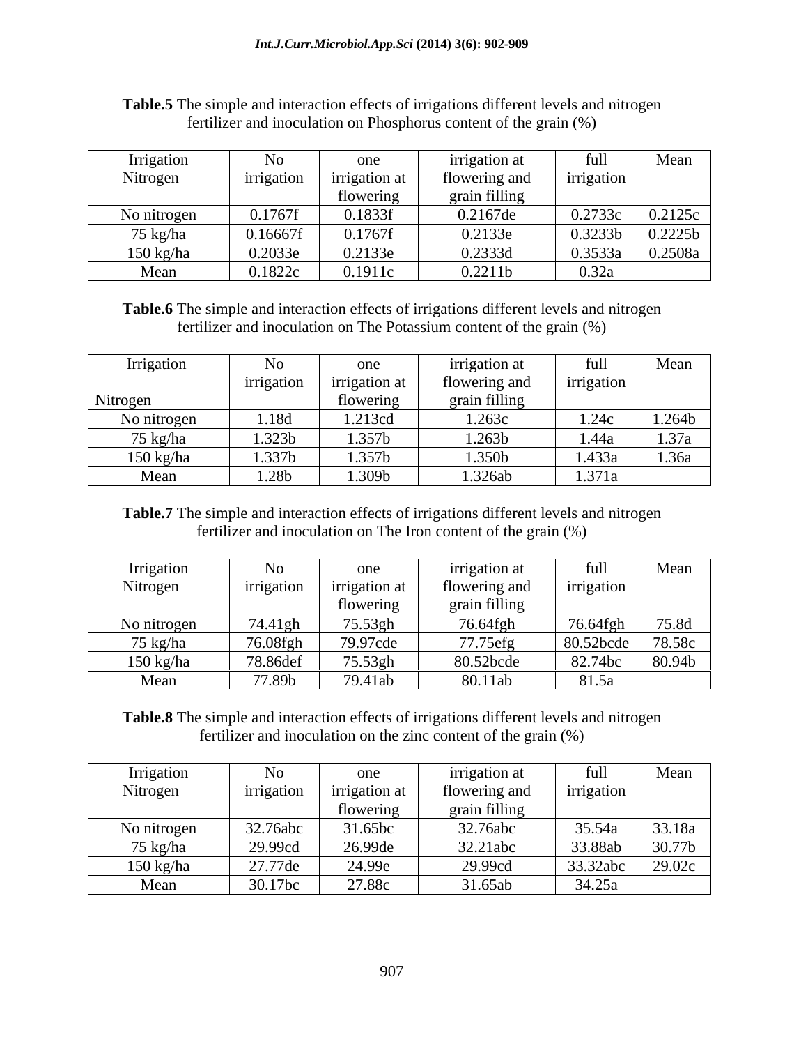**Table.5** The simple and interaction effects of irrigations different levels and nitrogen fertilizer and inoculation on Phosphorus content of the grain (%)

| Irrigation Nitrogen | No irrigation | one irrigation at flowering | irrigation at flowering and grain filling | full irrigation | Mean |
|---|---|---|---|---|---|
| No nitrogen | 0.1767f | 0.1833f | 0.2167de | 0.2733c | 0.2125c |
| 75 kg/ha | 0.16667f | 0.1767f | 0.2133e | 0.3233b | 0.2225b |
| 150 kg/ha | 0.2033e | 0.2133e | 0.2333d | 0.3533a | 0.2508a |
| Mean | 0.1822c | 0.1911c | 0.2211b | 0.32a | |

**Table.6** The simple and interaction effects of irrigations different levels and nitrogen fertilizer and inoculation on The Potassium content of the grain (%)

| Irrigation Nitrogen | No irrigation | one irrigation at flowering | irrigation at flowering and grain filling | full irrigation | Mean |
|---|---|---|---|---|---|
| No nitrogen | 1.18d | 1.213cd | 1.263c | 1.24c | 1.264b |
| 75 kg/ha | 1.323b | 1.357b | 1.263b | 1.44a | 1.37a |
| 150 kg/ha | 1.337b | 1.357b | 1.350b | 1.433a | 1.36a |
| Mean | 1.28b | 1.309b | 1.326ab | 1.371a | |

**Table.7** The simple and interaction effects of irrigations different levels and nitrogen fertilizer and inoculation on The Iron content of the grain (%)

| Irrigation Nitrogen | No irrigation | one irrigation at flowering | irrigation at flowering and grain filling | full irrigation | Mean |
|---|---|---|---|---|---|
| No nitrogen | 74.41gh | 75.53gh | 76.64fgh | 76.64fgh | 75.8d |
| 75 kg/ha | 76.08fgh | 79.97cde | 77.75efg | 80.52bcde | 78.58c |
| 150 kg/ha | 78.86def | 75.53gh | 80.52bcde | 82.74bc | 80.94b |
| Mean | 77.89b | 79.41ab | 80.11ab | 81.5a | |

**Table.8** The simple and interaction effects of irrigations different levels and nitrogen fertilizer and inoculation on the zinc content of the grain (%)

| Irrigation Nitrogen | No irrigation | one irrigation at flowering | irrigation at flowering and grain filling | full irrigation | Mean |
|---|---|---|---|---|---|
| No nitrogen | 32.76abc | 31.65bc | 32.76abc | 35.54a | 33.18a |
| 75 kg/ha | 29.99cd | 26.99de | 32.21abc | 33.88ab | 30.77b |
| 150 kg/ha | 27.77de | 24.99e | 29.99cd | 33.32abc | 29.02c |
| Mean | 30.17bc | 27.88c | 31.65ab | 34.25a | |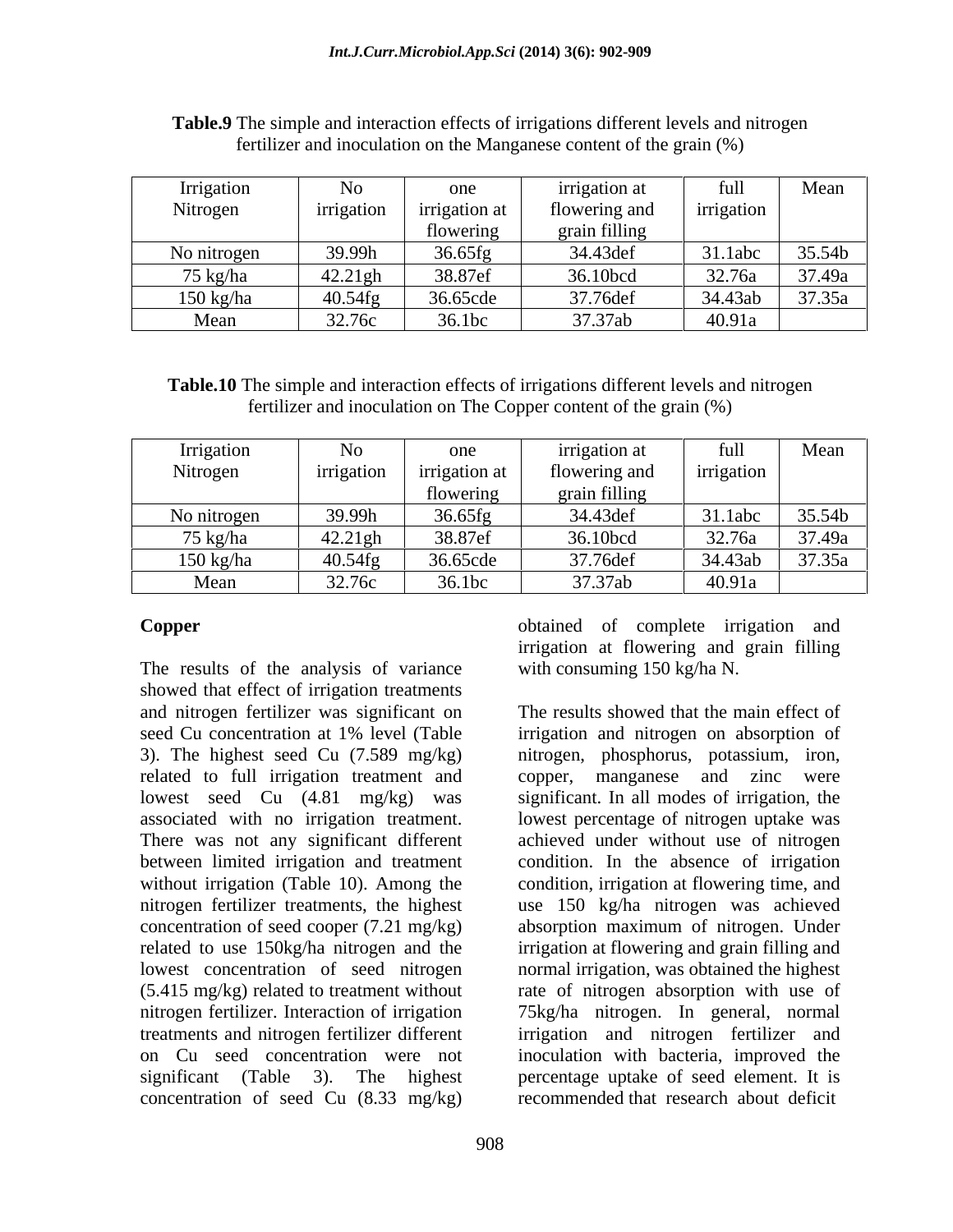**Table.9** The simple and interaction effects of irrigations different levels and nitrogen fertilizer and inoculation on the Manganese content of the grain (%)

| Irrigation<br>Nitrogen | No irrigation | one irrigation at flowering | irrigation at flowering and grain filling | full irrigation | Mean |
|---|---|---|---|---|---|
| No nitrogen | 39.99h | 36.65fg | 34.43def | 31.1abc | 35.54b |
| 75 kg/ha | 42.21gh | 38.87ef | 36.10bcd | 32.76a | 37.49a |
| 150 kg/ha | 40.54fg | 36.65cde | 37.76def | 34.43ab | 37.35a |
| Mean | 32.76c | 36.1bc | 37.37ab | 40.91a | |

**Table.10** The simple and interaction effects of irrigations different levels and nitrogen fertilizer and inoculation on The Copper content of the grain (%)

| Irrigation<br>Nitrogen | No irrigation | one irrigation at flowering | irrigation at flowering and grain filling | full irrigation | Mean |
|---|---|---|---|---|---|
| No nitrogen | 39.99h | 36.65fg | 34.43def | 31.1abc | 35.54b |
| 75 kg/ha | 42.21gh | 38.87ef | 36.10bcd | 32.76a | 37.49a |
| 150 kg/ha | 40.54fg | 36.65cde | 37.76def | 34.43ab | 37.35a |
| Mean | 32.76c | 36.1bc | 37.37ab | 40.91a | |

**Copper**

The results of the analysis of variance showed that effect of irrigation treatments and nitrogen fertilizer was significant on seed Cu concentration at 1% level (Table 3). The highest seed Cu (7.589 mg/kg) related to full irrigation treatment and lowest seed Cu (4.81 mg/kg) was associated with no irrigation treatment. There was not any significant different between limited irrigation and treatment without irrigation (Table 10). Among the nitrogen fertilizer treatments, the highest concentration of seed cooper (7.21 mg/kg) related to use 150kg/ha nitrogen and the lowest concentration of seed nitrogen (5.415 mg/kg) related to treatment without nitrogen fertilizer. Interaction of irrigation treatments and nitrogen fertilizer different on Cu seed concentration were not significant (Table 3). The highest concentration of seed Cu (8.33 mg/kg) obtained of complete irrigation and irrigation at flowering and grain filling with consuming 150 kg/ha N.

The results showed that the main effect of irrigation and nitrogen on absorption of nitrogen, phosphorus, potassium, iron, copper, manganese and zinc were significant. In all modes of irrigation, the lowest percentage of nitrogen uptake was achieved under without use of nitrogen condition. In the absence of irrigation condition, irrigation at flowering time, and use 150 kg/ha nitrogen was achieved absorption maximum of nitrogen. Under irrigation at flowering and grain filling and normal irrigation, was obtained the highest rate of nitrogen absorption with use of 75kg/ha nitrogen. In general, normal irrigation and nitrogen fertilizer and inoculation with bacteria, improved the percentage uptake of seed element. It is recommended that research about deficit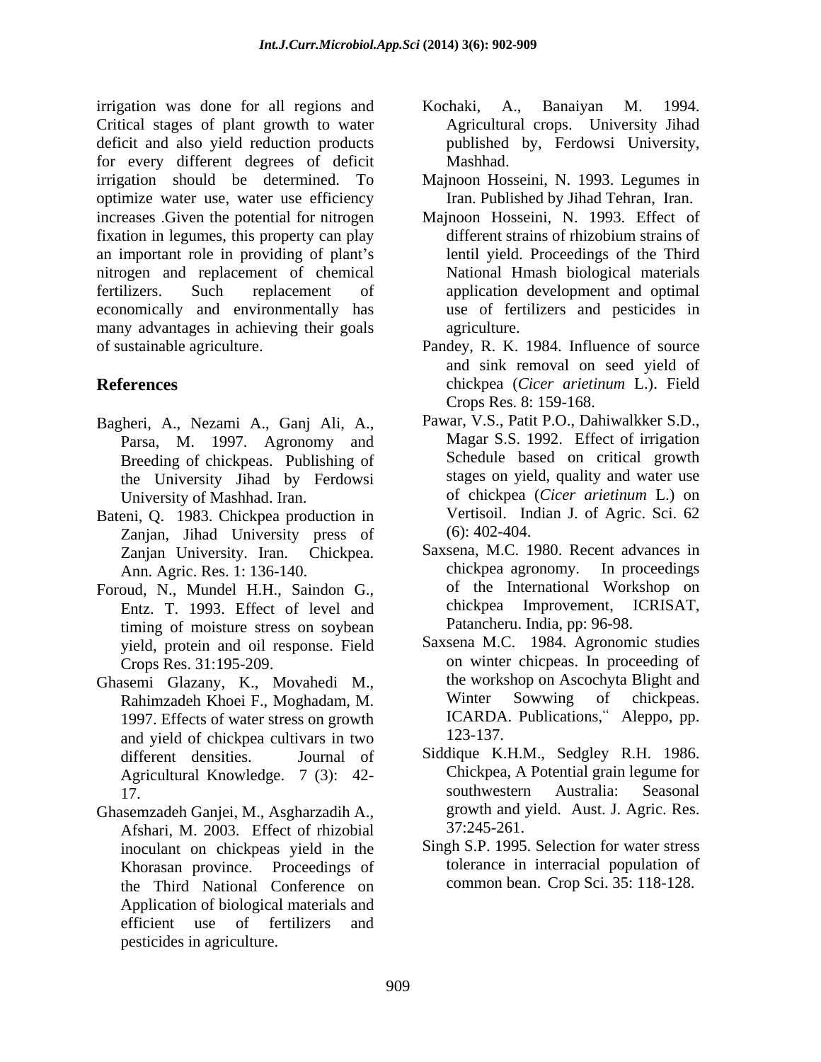irrigation was done for all regions and Critical stages of plant growth to water deficit and also yield reduction products for every different degrees of deficit irrigation should be determined. To optimize water use, water use efficiency increases .Given the potential for nitrogen fixation in legumes, this property can play an important role in providing of plant's nitrogen and replacement of chemical fertilizers. Such replacement of economically and environmentally has many advantages in achieving their goals of sustainable agriculture.

## References

Bagheri, A., Nezami A., Ganj Ali, A., Parsa, M. 1997. Agronomy and Breeding of chickpeas. Publishing of the University Jihad by Ferdowsi University of Mashhad. Iran.

Bateni, Q. 1983. Chickpea production in Zanjan, Jihad University press of Zanjan University. Iran. Chickpea. Ann. Agric. Res. 1: 136-140.

Foroud, N., Mundel H.H., Saindon G., Entz. T. 1993. Effect of level and timing of moisture stress on soybean yield, protein and oil response. Field Crops Res. 31:195-209.

Ghasemi Glazany, K., Movahedi M., Rahimzadeh Khoei F., Moghadam, M. 1997. Effects of water stress on growth and yield of chickpea cultivars in two different densities. Journal of Agricultural Knowledge. 7 (3): 42-17.

Ghasemzadeh Ganjei, M., Asgharzadih A., Afshari, M. 2003. Effect of rhizobial inoculant on chickpeas yield in the Khorasan province. Proceedings of the Third National Conference on Application of biological materials and efficient use of fertilizers and pesticides in agriculture.

Kochaki, A., Banaiyan M. 1994. Agricultural crops. University Jihad published by, Ferdowsi University, Mashhad.

Majnoon Hosseini, N. 1993. Legumes in Iran. Published by Jihad Tehran, Iran.

Majnoon Hosseini, N. 1993. Effect of different strains of rhizobium strains of lentil yield. Proceedings of the Third National Hmash biological materials application development and optimal use of fertilizers and pesticides in agriculture.

Pandey, R. K. 1984. Influence of source and sink removal on seed yield of chickpea (*Cicer arietinum* L.). Field Crops Res. 8: 159-168.

Pawar, V.S., Patit P.O., Dahiwalkker S.D., Magar S.S. 1992. Effect of irrigation Schedule based on critical growth stages on yield, quality and water use of chickpea (*Cicer arietinum* L.) on Vertisoil. Indian J. of Agric. Sci. 62 (6): 402-404.

Saxsena, M.C. 1980. Recent advances in chickpea agronomy. In proceedings of the International Workshop on chickpea Improvement, ICRISAT, Patancheru. India, pp: 96-98.

Saxsena M.C. 1984. Agronomic studies on winter chicpeas. In proceeding of the workshop on Ascochyta Blight and Winter Sowwing of chickpeas. ICARDA. Publications,“ Aleppo, pp. 123-137.

Siddique K.H.M., Sedgley R.H. 1986. Chickpea, A Potential grain legume for southwestern Australia: Seasonal growth and yield. Aust. J. Agric. Res. 37:245-261.

Singh S.P. 1995. Selection for water stress tolerance in interracial population of common bean. Crop Sci. 35: 118-128.